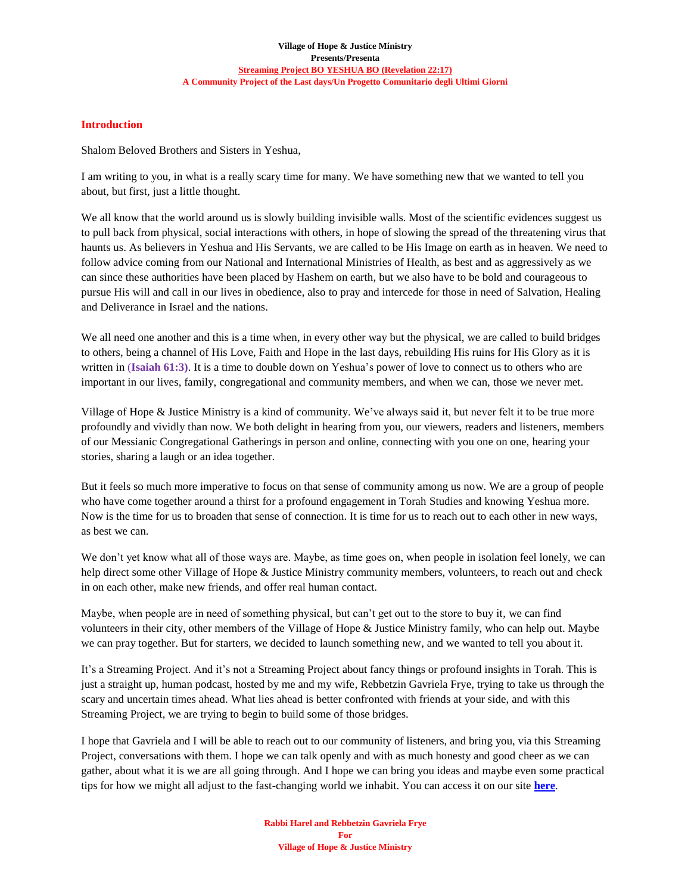**Village of Hope & Justice Ministry**
**Presents/Presenta**
**Streaming Project BO YESHUA BO (Revelation 22:17)**
**A Community Project of the Last days/Un Progetto Comunitario degli Ultimi Giorni**

## Introduction

Shalom Beloved Brothers and Sisters in Yeshua,

I am writing to you, in what is a really scary time for many. We have something new that we wanted to tell you about, but first, just a little thought.

We all know that the world around us is slowly building invisible walls. Most of the scientific evidences suggest us to pull back from physical, social interactions with others, in hope of slowing the spread of the threatening virus that haunts us. As believers in Yeshua and His Servants, we are called to be His Image on earth as in heaven. We need to follow advice coming from our National and International Ministries of Health, as best and as aggressively as we can since these authorities have been placed by Hashem on earth, but we also have to be bold and courageous to pursue His will and call in our lives in obedience, also to pray and intercede for those in need of Salvation, Healing and Deliverance in Israel and the nations.

We all need one another and this is a time when, in every other way but the physical, we are called to build bridges to others, being a channel of His Love, Faith and Hope in the last days, rebuilding His ruins for His Glory as it is written in **(Isaiah 61:3)**. It is a time to double down on Yeshua's power of love to connect us to others who are important in our lives, family, congregational and community members, and when we can, those we never met.

Village of Hope & Justice Ministry is a kind of community. We've always said it, but never felt it to be true more profoundly and vividly than now. We both delight in hearing from you, our viewers, readers and listeners, members of our Messianic Congregational Gatherings in person and online, connecting with you one on one, hearing your stories, sharing a laugh or an idea together.

But it feels so much more imperative to focus on that sense of community among us now. We are a group of people who have come together around a thirst for a profound engagement in Torah Studies and knowing Yeshua more. Now is the time for us to broaden that sense of connection. It is time for us to reach out to each other in new ways, as best we can.

We don't yet know what all of those ways are. Maybe, as time goes on, when people in isolation feel lonely, we can help direct some other Village of Hope & Justice Ministry community members, volunteers, to reach out and check in on each other, make new friends, and offer real human contact.

Maybe, when people are in need of something physical, but can't get out to the store to buy it, we can find volunteers in their city, other members of the Village of Hope & Justice Ministry family, who can help out. Maybe we can pray together. But for starters, we decided to launch something new, and we wanted to tell you about it.

It's a Streaming Project. And it's not a Streaming Project about fancy things or profound insights in Torah. This is just a straight up, human podcast, hosted by me and my wife, Rebbetzin Gavriela Frye, trying to take us through the scary and uncertain times ahead. What lies ahead is better confronted with friends at your side, and with this Streaming Project, we are trying to begin to build some of those bridges.

I hope that Gavriela and I will be able to reach out to our community of listeners, and bring you, via this Streaming Project, conversations with them. I hope we can talk openly and with as much honesty and good cheer as we can gather, about what it is we are all going through. And I hope we can bring you ideas and maybe even some practical tips for how we might all adjust to the fast-changing world we inhabit. You can access it on our site **here**.

**Rabbi Harel and Rebbetzin Gavriela Frye**
**For**
**Village of Hope & Justice Ministry**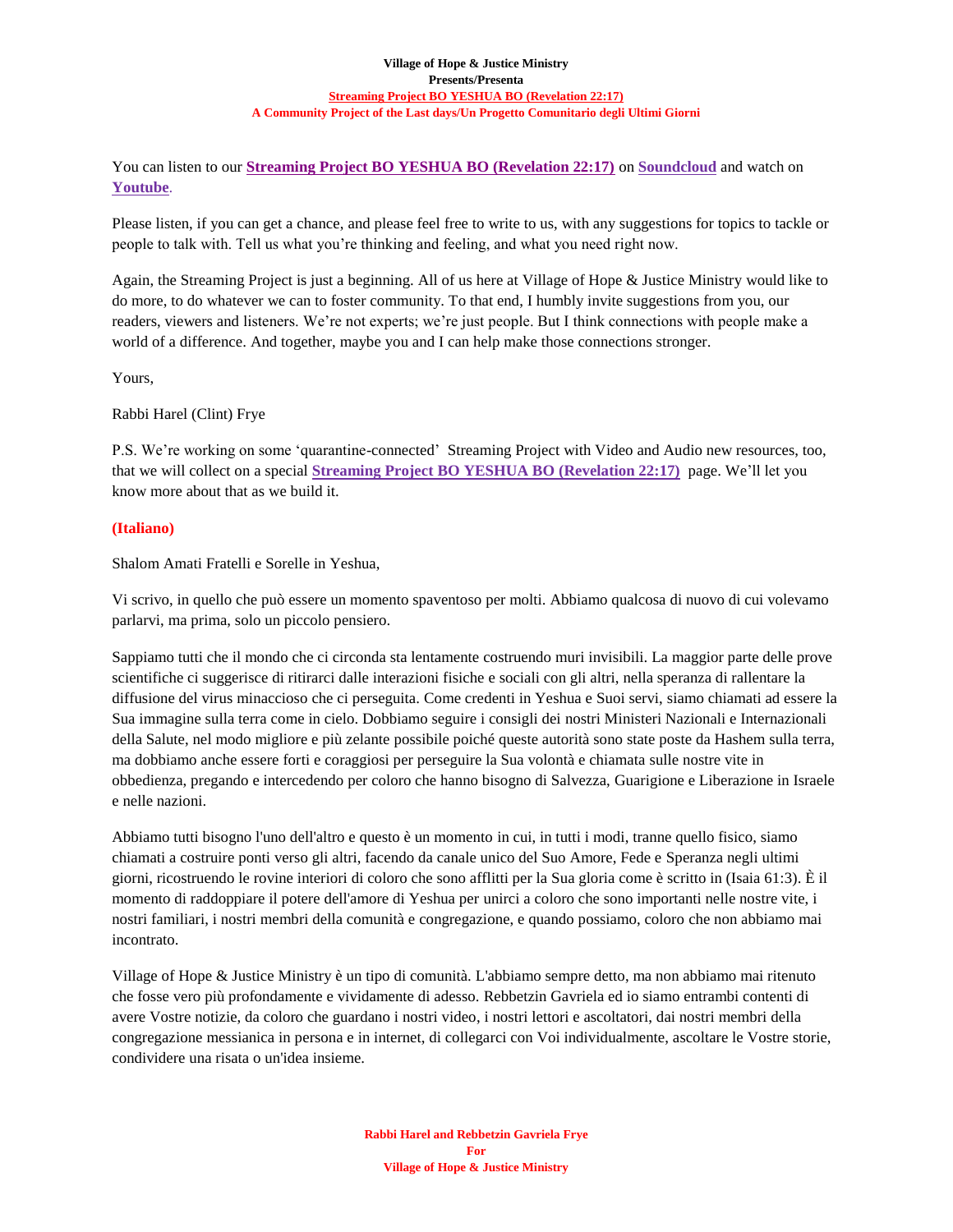You can listen to our **Streaming Project BO YESHUA BO (Revelation 22:17)** on **Soundcloud** and watch on **Youtube**.

Please listen, if you can get a chance, and please feel free to write to us, with any suggestions for topics to tackle or people to talk with. Tell us what you're thinking and feeling, and what you need right now.

Again, the Streaming Project is just a beginning. All of us here at Village of Hope & Justice Ministry would like to do more, to do whatever we can to foster community. To that end, I humbly invite suggestions from you, our readers, viewers and listeners. We're not experts; we're just people. But I think connections with people make a world of a difference. And together, maybe you and I can help make those connections stronger.

Yours,

Rabbi Harel (Clint) Frye

P.S. We're working on some 'quarantine-connected' Streaming Project with Video and Audio new resources, too, that we will collect on a special **Streaming Project BO YESHUA BO (Revelation 22:17)** page. We'll let you know more about that as we build it.

**(Italiano)**

Shalom Amati Fratelli e Sorelle in Yeshua,

Vi scrivo, in quello che può essere un momento spaventoso per molti. Abbiamo qualcosa di nuovo di cui volevamo parlarvi, ma prima, solo un piccolo pensiero.

Sappiamo tutti che il mondo che ci circonda sta lentamente costruendo muri invisibili. La maggior parte delle prove scientifiche ci suggerisce di ritirarci dalle interazioni fisiche e sociali con gli altri, nella speranza di rallentare la diffusione del virus minaccioso che ci perseguita. Come credenti in Yeshua e Suoi servi, siamo chiamati ad essere la Sua immagine sulla terra come in cielo. Dobbiamo seguire i consigli dei nostri Ministeri Nazionali e Internazionali della Salute, nel modo migliore e più zelante possibile poiché queste autorità sono state poste da Hashem sulla terra, ma dobbiamo anche essere forti e coraggiosi per perseguire la Sua volontà e chiamata sulle nostre vite in obbedienza, pregando e intercedendo per coloro che hanno bisogno di Salvezza, Guarigione e Liberazione in Israele e nelle nazioni.

Abbiamo tutti bisogno l'uno dell'altro e questo è un momento in cui, in tutti i modi, tranne quello fisico, siamo chiamati a costruire ponti verso gli altri, facendo da canale unico del Suo Amore, Fede e Speranza negli ultimi giorni, ricostruendo le rovine interiori di coloro che sono afflitti per la Sua gloria come è scritto in (Isaia 61:3). È il momento di raddoppiare il potere dell'amore di Yeshua per unirci a coloro che sono importanti nelle nostre vite, i nostri familiari, i nostri membri della comunità e congregazione, e quando possiamo, coloro che non abbiamo mai incontrato.

Village of Hope & Justice Ministry è un tipo di comunità. L'abbiamo sempre detto, ma non abbiamo mai ritenuto che fosse vero più profondamente e vividamente di adesso. Rebbetzin Gavriela ed io siamo entrambi contenti di avere Vostre notizie, da coloro che guardano i nostri video, i nostri lettori e ascoltatori, dai nostri membri della congregazione messianica in persona e in internet, di collegarci con Voi individualmente, ascoltare le Vostre storie, condividere una risata o un'idea insieme.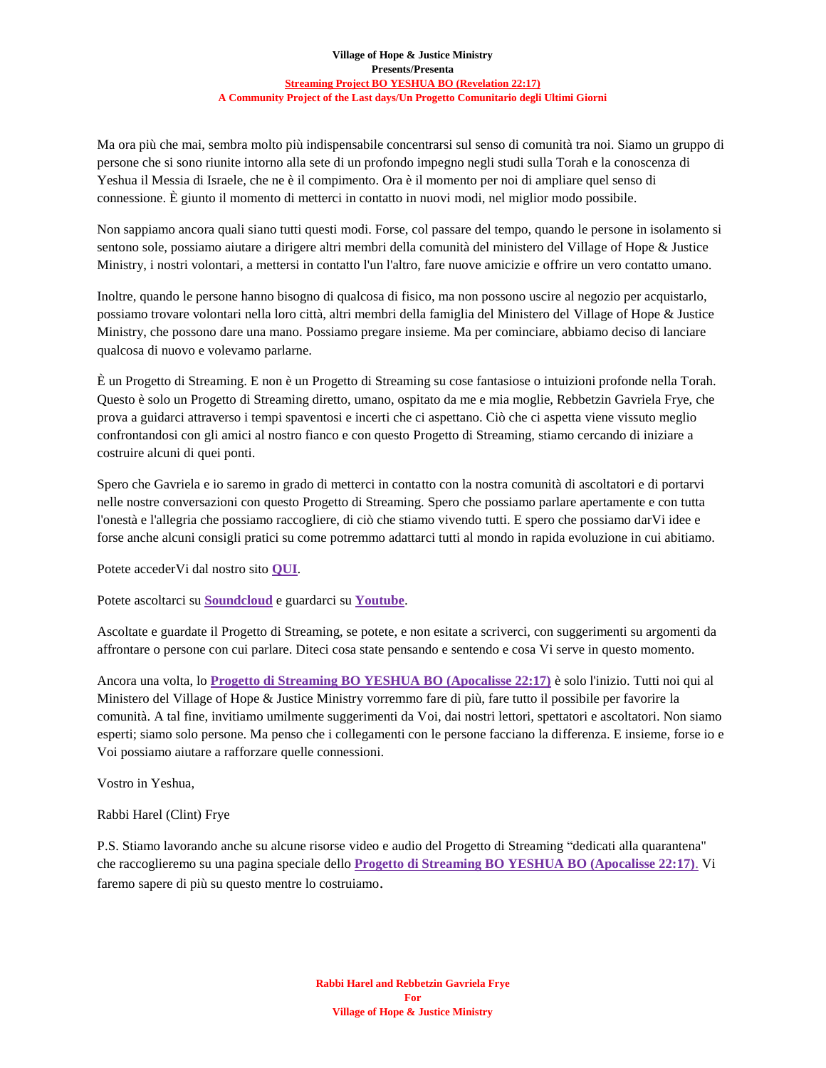Ma ora più che mai, sembra molto più indispensabile concentrarsi sul senso di comunità tra noi. Siamo un gruppo di persone che si sono riunite intorno alla sete di un profondo impegno negli studi sulla Torah e la conoscenza di Yeshua il Messia di Israele, che ne è il compimento. Ora è il momento per noi di ampliare quel senso di connessione. È giunto il momento di metterci in contatto in nuovi modi, nel miglior modo possibile.

Non sappiamo ancora quali siano tutti questi modi. Forse, col passare del tempo, quando le persone in isolamento si sentono sole, possiamo aiutare a dirigere altri membri della comunità del ministero del Village of Hope & Justice Ministry, i nostri volontari, a mettersi in contatto l'un l'altro, fare nuove amicizie e offrire un vero contatto umano.

Inoltre, quando le persone hanno bisogno di qualcosa di fisico, ma non possono uscire al negozio per acquistarlo, possiamo trovare volontari nella loro città, altri membri della famiglia del Ministero del Village of Hope & Justice Ministry, che possono dare una mano. Possiamo pregare insieme. Ma per cominciare, abbiamo deciso di lanciare qualcosa di nuovo e volevamo parlarne.

È un Progetto di Streaming. E non è un Progetto di Streaming su cose fantasiose o intuizioni profonde nella Torah. Questo è solo un Progetto di Streaming diretto, umano, ospitato da me e mia moglie, Rebbetzin Gavriela Frye, che prova a guidarci attraverso i tempi spaventosi e incerti che ci aspettano. Ciò che ci aspetta viene vissuto meglio confrontandosi con gli amici al nostro fianco e con questo Progetto di Streaming, stiamo cercando di iniziare a costruire alcuni di quei ponti.

Spero che Gavriela e io saremo in grado di metterci in contatto con la nostra comunità di ascoltatori e di portarvi nelle nostre conversazioni con questo Progetto di Streaming. Spero che possiamo parlare apertamente e con tutta l'onestà e l'allegria che possiamo raccogliere, di ciò che stiamo vivendo tutti. E spero che possiamo darVi idee e forse anche alcuni consigli pratici su come potremmo adattarci tutti al mondo in rapida evoluzione in cui abitiamo.

Potete accederVi dal nostro sito **QUI**.

Potete ascoltarci su **Soundcloud** e guardarci su **Youtube**.

Ascoltate e guardate il Progetto di Streaming, se potete, e non esitate a scriverci, con suggerimenti su argomenti da affrontare o persone con cui parlare. Diteci cosa state pensando e sentendo e cosa Vi serve in questo momento.

Ancora una volta, lo **Progetto di Streaming BO YESHUA BO (Apocalisse 22:17)** è solo l'inizio. Tutti noi qui al Ministero del Village of Hope & Justice Ministry vorremmo fare di più, fare tutto il possibile per favorire la comunità. A tal fine, invitiamo umilmente suggerimenti da Voi, dai nostri lettori, spettatori e ascoltatori. Non siamo esperti; siamo solo persone. Ma penso che i collegamenti con le persone facciano la differenza. E insieme, forse io e Voi possiamo aiutare a rafforzare quelle connessioni.

Vostro in Yeshua,

Rabbi Harel (Clint) Frye

P.S. Stiamo lavorando anche su alcune risorse video e audio del Progetto di Streaming "dedicati alla quarantena" che raccoglieremo su una pagina speciale dello **Progetto di Streaming BO YESHUA BO (Apocalisse 22:17)**. Vi faremo sapere di più su questo mentre lo costruiamo.